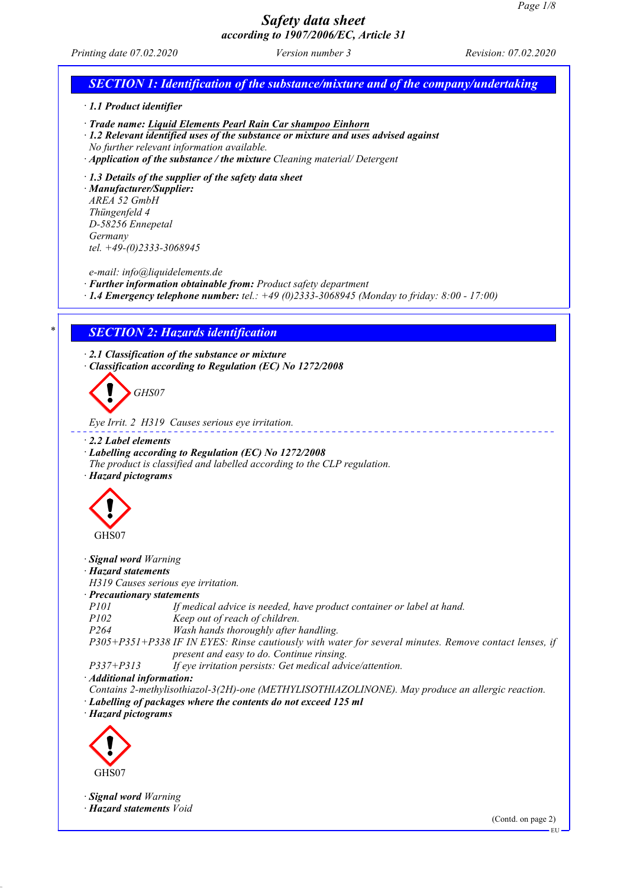# Safety data sheet
## according to 1907/2006/EC, Article 31

Printing date 07.02.2020 | Version number 3 | Revision: 07.02.2020

## SECTION 1: Identification of the substance/mixture and of the company/undertaking

· **1.1 Product identifier**

· **Trade name: Liquid Elements Pearl Rain Car shampoo Einhorn**

· **1.2 Relevant identified uses of the substance or mixture and uses advised against**
No further relevant information available.

· **Application of the substance / the mixture** Cleaning material/ Detergent

· **1.3 Details of the supplier of the safety data sheet**

· **Manufacturer/Supplier:**
AREA 52 GmbH
Thüngenfeld 4
D-58256 Ennepetal
Germany
tel. +49-(0)2333-3068945

e-mail: info@liquidelements.de

· **Further information obtainable from:** Product safety department

· **1.4 Emergency telephone number:** tel.: +49 (0)2333-3068945 (Monday to friday: 8:00 - 17:00)

## SECTION 2: Hazards identification

· **2.1 Classification of the substance or mixture**

· **Classification according to Regulation (EC) No 1272/2008**

GHS07

Eye Irrit. 2 H319 Causes serious eye irritation.

· **2.2 Label elements**

· **Labelling according to Regulation (EC) No 1272/2008**
The product is classified and labelled according to the CLP regulation.

· **Hazard pictograms**

GHS07

· **Signal word** Warning

· **Hazard statements**
H319 Causes serious eye irritation.

· **Precautionary statements**

| | |
|---|---|
| P101 | If medical advice is needed, have product container or label at hand. |
| P102 | Keep out of reach of children. |
| P264 | Wash hands thoroughly after handling. |
| P305+P351+P338 | IF IN EYES: Rinse cautiously with water for several minutes. Remove contact lenses, if present and easy to do. Continue rinsing. |
| P337+P313 | If eye irritation persists: Get medical advice/attention. |

· **Additional information:**
Contains 2-methylisothiazol-3(2H)-one (METHYLISOTHIAZOLINONE). May produce an allergic reaction.

· **Labelling of packages where the contents do not exceed 125 ml**

· **Hazard pictograms**

GHS07

· **Signal word** Warning

· **Hazard statements** Void

(Contd. on page 2)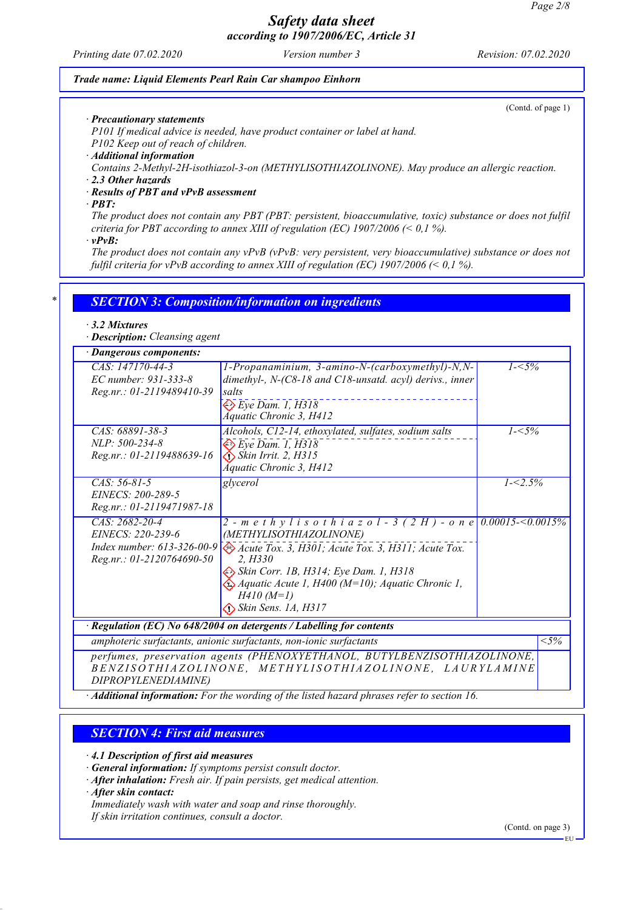## Safety data sheet
according to 1907/2006/EC, Article 31

Printing date 07.02.2020 — Version number 3 — Revision: 07.02.2020

**Trade name: Liquid Elements Pearl Rain Car shampoo Einhorn**

(Contd. of page 1)

· **Precautionary statements**
P101 If medical advice is needed, have product container or label at hand.
P102 Keep out of reach of children.

· **Additional information**
Contains 2-Methyl-2H-isothiazol-3-on (METHYLISOTHIAZOLINONE). May produce an allergic reaction.

· **2.3 Other hazards**

· **Results of PBT and vPvB assessment**

· **PBT:**
The product does not contain any PBT (PBT: persistent, bioaccumulative, toxic) substance or does not fulfil criteria for PBT according to annex XIII of regulation (EC) 1907/2006 (< 0,1 %).

· **vPvB:**
The product does not contain any vPvB (vPvB: very persistent, very bioaccumulative) substance or does not fulfil criteria for vPvB according to annex XIII of regulation (EC) 1907/2006 (< 0,1 %).

## * SECTION 3: Composition/information on ingredients

· **3.2 Mixtures**

· **Description:** Cleansing agent

· **Dangerous components:**

| Identifiers | Name / Classification | Concentration |
|---|---|---|
| CAS: 147170-44-3<br>EC number: 931-333-8<br>Reg.nr.: 01-2119489410-39 | 1-Propanaminium, 3-amino-N-(carboxymethyl)-N,N-dimethyl-, N-(C8-18 and C18-unsatd. acyl) derivs., inner salts<br>Eye Dam. 1, H318<br>Aquatic Chronic 3, H412 | 1-<5% |
| CAS: 68891-38-3<br>NLP: 500-234-8<br>Reg.nr.: 01-2119488639-16 | Alcohols, C12-14, ethoxylated, sulfates, sodium salts<br>Eye Dam. 1, H318<br>Skin Irrit. 2, H315<br>Aquatic Chronic 3, H412 | 1-<5% |
| CAS: 56-81-5<br>EINECS: 200-289-5<br>Reg.nr.: 01-2119471987-18 | glycerol | 1-<2.5% |
| CAS: 2682-20-4<br>EINECS: 220-239-6<br>Index number: 613-326-00-9<br>Reg.nr.: 01-2120764690-50 | 2-methylisothiazol-3(2H)-one (METHYLISOTHIAZOLINONE)<br>Acute Tox. 3, H301; Acute Tox. 3, H311; Acute Tox. 2, H330<br>Skin Corr. 1B, H314; Eye Dam. 1, H318<br>Aquatic Acute 1, H400 (M=10); Aquatic Chronic 1, H410 (M=1)<br>Skin Sens. 1A, H317 | 0.00015-<0.0015% |

· **Regulation (EC) No 648/2004 on detergents / Labelling for contents**

| Ingredients | Concentration |
|---|---|
| amphoteric surfactants, anionic surfactants, non-ionic surfactants | <5% |
| perfumes, preservation agents (PHENOXYETHANOL, BUTYLBENZISOTHIAZOLINONE, BENZISOTHIAZOLINONE, METHYLISOTHIAZOLINONE, LAURYLAMINE DIPROPYLENEDIAMINE) | |

· **Additional information:** For the wording of the listed hazard phrases refer to section 16.

## SECTION 4: First aid measures

· **4.1 Description of first aid measures**

· **General information:** If symptoms persist consult doctor.

· **After inhalation:** Fresh air. If pain persists, get medical attention.

· **After skin contact:**
Immediately wash with water and soap and rinse thoroughly.
If skin irritation continues, consult a doctor.

(Contd. on page 3)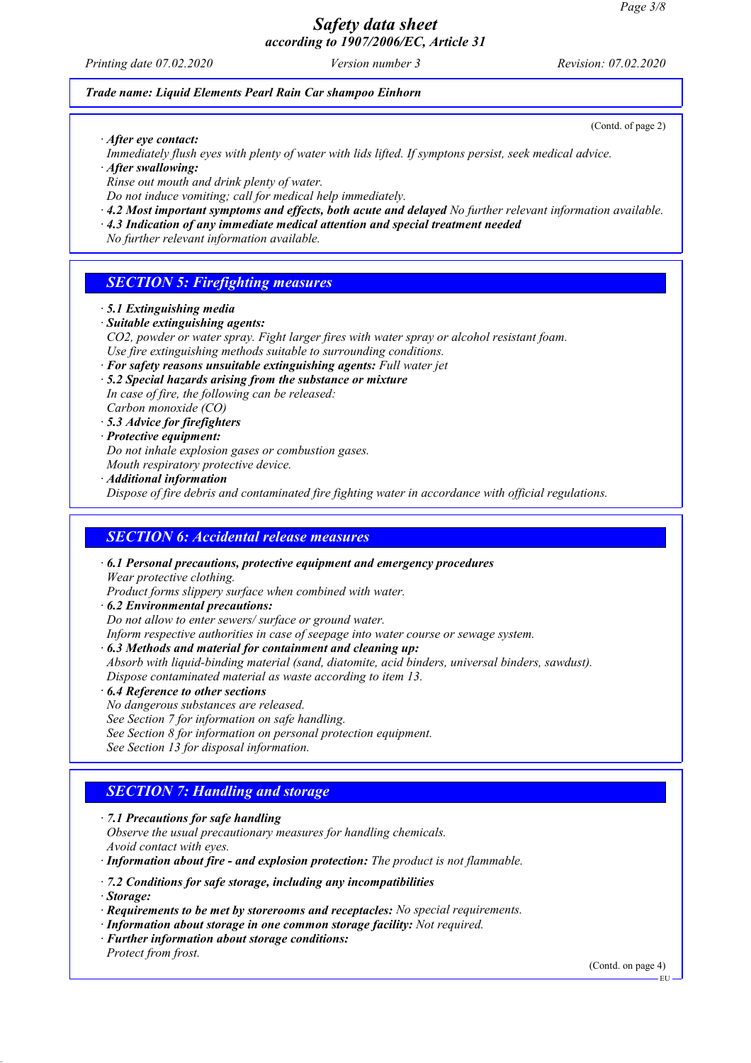**Trade name: Liquid Elements Pearl Rain Car shampoo Einhorn**

(Contd. of page 2)

· **After eye contact:**
Immediately flush eyes with plenty of water with lids lifted. If symptons persist, seek medical advice.
· **After swallowing:**
Rinse out mouth and drink plenty of water.
Do not induce vomiting; call for medical help immediately.
· **4.2 Most important symptoms and effects, both acute and delayed** No further relevant information available.
· **4.3 Indication of any immediate medical attention and special treatment needed**
No further relevant information available.

## SECTION 5: Firefighting measures

· **5.1 Extinguishing media**
· **Suitable extinguishing agents:**
$CO_2$, powder or water spray. Fight larger fires with water spray or alcohol resistant foam.
Use fire extinguishing methods suitable to surrounding conditions.
· **For safety reasons unsuitable extinguishing agents:** Full water jet
· **5.2 Special hazards arising from the substance or mixture**
In case of fire, the following can be released:
Carbon monoxide (CO)
· **5.3 Advice for firefighters**
· **Protective equipment:**
Do not inhale explosion gases or combustion gases.
Mouth respiratory protective device.
· **Additional information**
Dispose of fire debris and contaminated fire fighting water in accordance with official regulations.

## SECTION 6: Accidental release measures

· **6.1 Personal precautions, protective equipment and emergency procedures**
Wear protective clothing.
Product forms slippery surface when combined with water.
· **6.2 Environmental precautions:**
Do not allow to enter sewers/ surface or ground water.
Inform respective authorities in case of seepage into water course or sewage system.
· **6.3 Methods and material for containment and cleaning up:**
Absorb with liquid-binding material (sand, diatomite, acid binders, universal binders, sawdust).
Dispose contaminated material as waste according to item 13.
· **6.4 Reference to other sections**
No dangerous substances are released.
See Section 7 for information on safe handling.
See Section 8 for information on personal protection equipment.
See Section 13 for disposal information.

## SECTION 7: Handling and storage

· **7.1 Precautions for safe handling**
Observe the usual precautionary measures for handling chemicals.
Avoid contact with eyes.
· **Information about fire - and explosion protection:** The product is not flammable.

· **7.2 Conditions for safe storage, including any incompatibilities**
· **Storage:**
· **Requirements to be met by storerooms and receptacles:** No special requirements.
· **Information about storage in one common storage facility:** Not required.
· **Further information about storage conditions:**
Protect from frost.

(Contd. on page 4)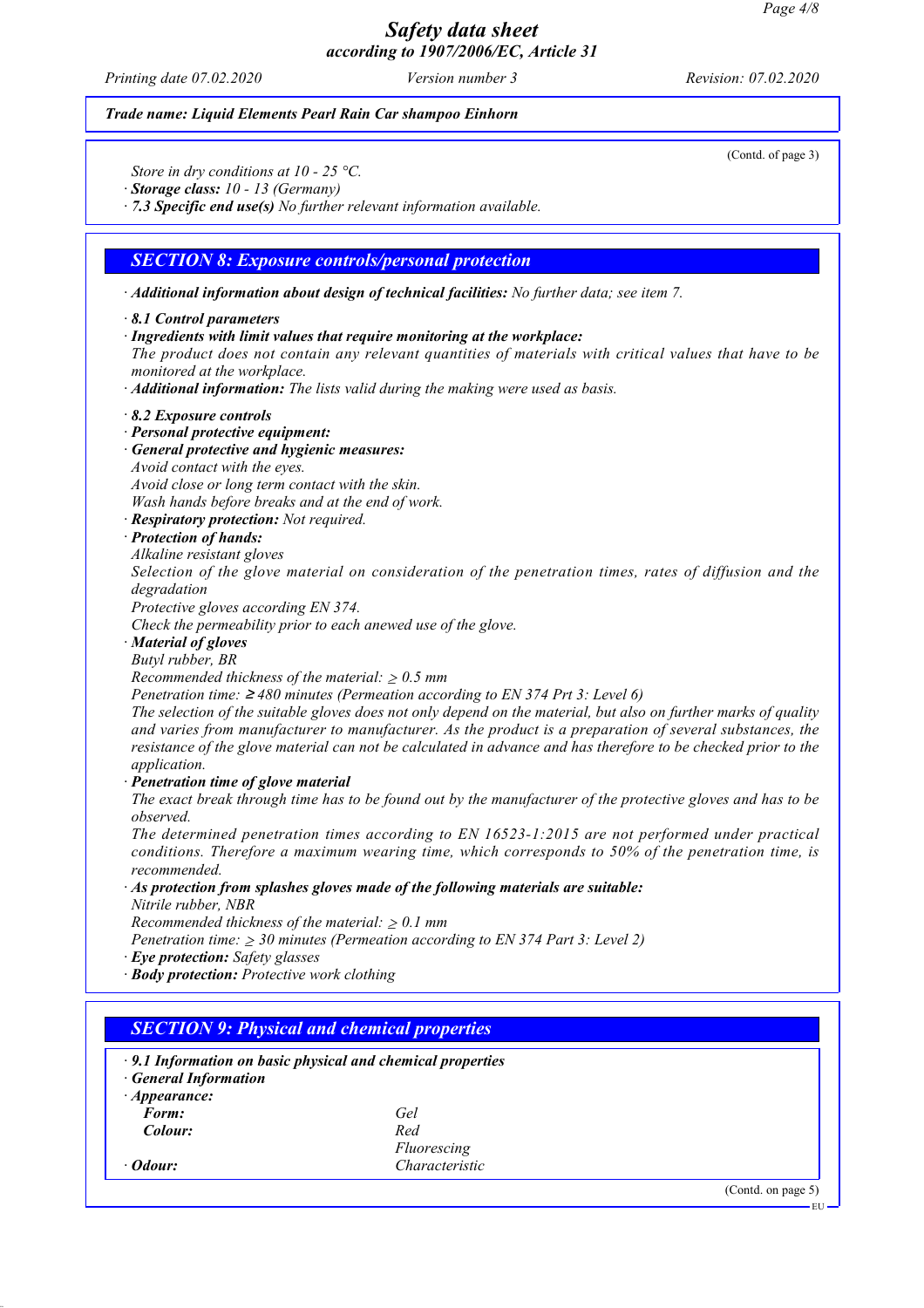*Trade name: Liquid Elements Pearl Rain Car shampoo Einhorn*

(Contd. of page 3)

Store in dry conditions at 10 - 25 °C.
· **Storage class:** 10 - 13 (Germany)
· **7.3 Specific end use(s)** No further relevant information available.

## SECTION 8: Exposure controls/personal protection

· **Additional information about design of technical facilities:** No further data; see item 7.

· **8.1 Control parameters**
· **Ingredients with limit values that require monitoring at the workplace:**
The product does not contain any relevant quantities of materials with critical values that have to be monitored at the workplace.
· **Additional information:** The lists valid during the making were used as basis.

· **8.2 Exposure controls**
· **Personal protective equipment:**
· **General protective and hygienic measures:**
Avoid contact with the eyes.
Avoid close or long term contact with the skin.
Wash hands before breaks and at the end of work.
· **Respiratory protection:** Not required.
· **Protection of hands:**
Alkaline resistant gloves
Selection of the glove material on consideration of the penetration times, rates of diffusion and the degradation
Protective gloves according EN 374.
Check the permeability prior to each anewed use of the glove.
· **Material of gloves**
Butyl rubber, BR
Recommended thickness of the material: ≥ 0.5 mm
Penetration time: ≥ 480 minutes (Permeation according to EN 374 Prt 3: Level 6)
The selection of the suitable gloves does not only depend on the material, but also on further marks of quality and varies from manufacturer to manufacturer. As the product is a preparation of several substances, the resistance of the glove material can not be calculated in advance and has therefore to be checked prior to the application.
· **Penetration time of glove material**
The exact break through time has to be found out by the manufacturer of the protective gloves and has to be observed.
The determined penetration times according to EN 16523-1:2015 are not performed under practical conditions. Therefore a maximum wearing time, which corresponds to 50% of the penetration time, is recommended.
· **As protection from splashes gloves made of the following materials are suitable:**
Nitrile rubber, NBR
Recommended thickness of the material: ≥ 0.1 mm
Penetration time: ≥ 30 minutes (Permeation according to EN 374 Part 3: Level 2)
· **Eye protection:** Safety glasses
· **Body protection:** Protective work clothing

## SECTION 9: Physical and chemical properties

· **9.1 Information on basic physical and chemical properties**
· **General Information**
· **Appearance:**

| | |
|---|---|
| **Form:** | Gel |
| **Colour:** | Red |
| | Fluorescing |
| · **Odour:** | Characteristic |

(Contd. on page 5)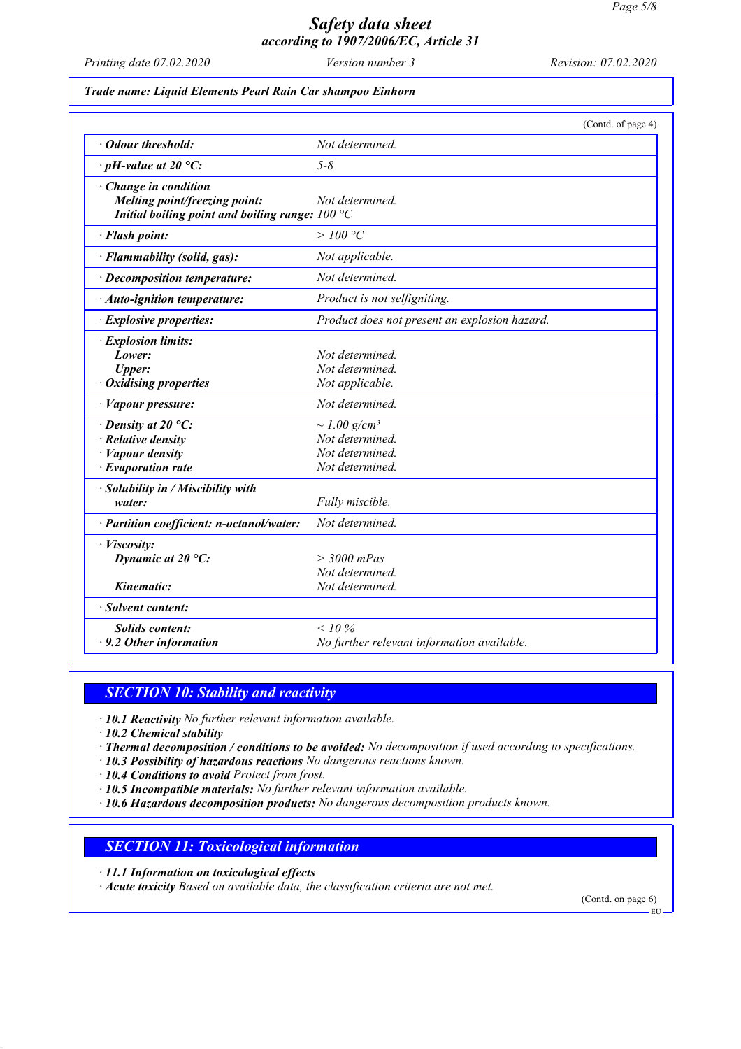Trade name: Liquid Elements Pearl Rain Car shampoo Einhorn

(Contd. of page 4)

| | |
|---|---|
| · **Odour threshold:** | Not determined. |
| · **pH-value at 20 °C:** | 5-8 |
| · **Change in condition** **Melting point/freezing point:** **Initial boiling point and boiling range:** | Not determined. 100 °C |
| · **Flash point:** | > 100 °C |
| · **Flammability (solid, gas):** | Not applicable. |
| · **Decomposition temperature:** | Not determined. |
| · **Auto-ignition temperature:** | Product is not selfigniting. |
| · **Explosive properties:** | Product does not present an explosion hazard. |
| · **Explosion limits:** **Lower:** **Upper:** · **Oxidising properties** | Not determined. Not determined. Not applicable. |
| · **Vapour pressure:** | Not determined. |
| · **Density at 20 °C:** · **Relative density** · **Vapour density** · **Evaporation rate** | ~ 1.00 g/cm³ Not determined. Not determined. Not determined. |
| · **Solubility in / Miscibility with water:** | Fully miscible. |
| · **Partition coefficient: n-octanol/water:** | Not determined. |
| · **Viscosity:** **Dynamic at 20 °C:** **Kinematic:** | > 3000 mPas Not determined. Not determined. |
| · **Solvent content:** | |
| **Solids content:** · **9.2 Other information** | < 10 % No further relevant information available. |

## SECTION 10: Stability and reactivity

· **10.1 Reactivity** No further relevant information available.
· **10.2 Chemical stability**
· **Thermal decomposition / conditions to be avoided:** No decomposition if used according to specifications.
· **10.3 Possibility of hazardous reactions** No dangerous reactions known.
· **10.4 Conditions to avoid** Protect from frost.
· **10.5 Incompatible materials:** No further relevant information available.
· **10.6 Hazardous decomposition products:** No dangerous decomposition products known.

## SECTION 11: Toxicological information

· **11.1 Information on toxicological effects**
· **Acute toxicity** Based on available data, the classification criteria are not met.

(Contd. on page 6)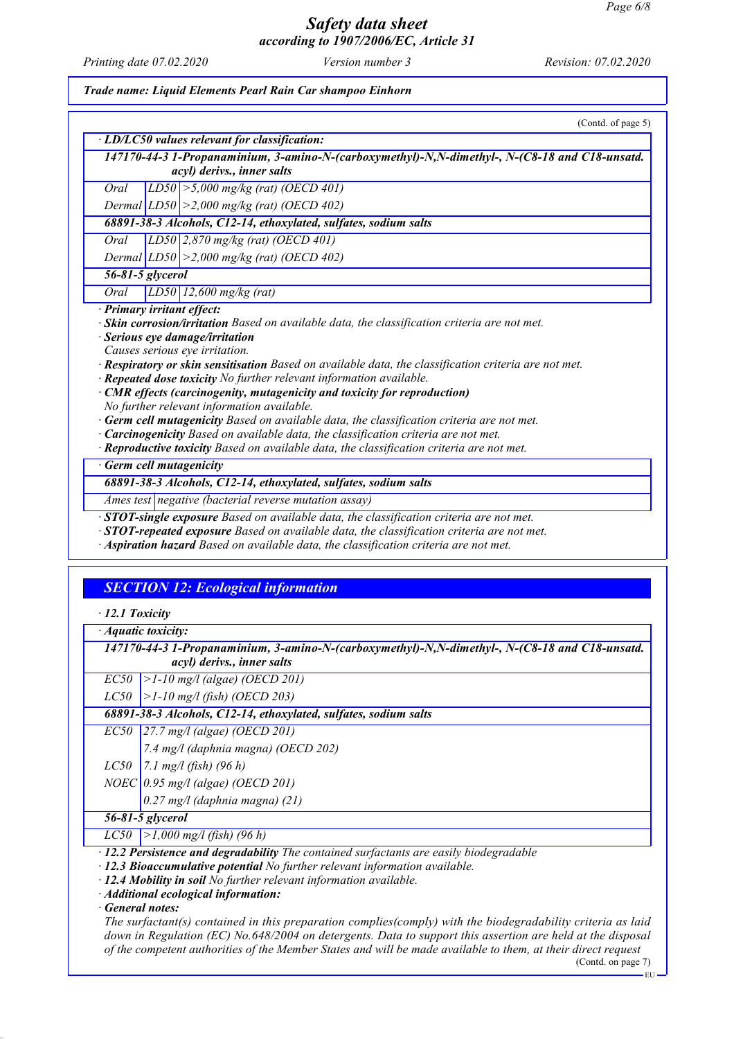*Trade name: Liquid Elements Pearl Rain Car shampoo Einhorn*

(Contd. of page 5)

· ***LD/LC50 values relevant for classification:***

| | | |
|---|---|---|
| ***147170-44-3 1-Propanaminium, 3-amino-N-(carboxymethyl)-N,N-dimethyl-, N-(C8-18 and C18-unsatd. acyl) derivs., inner salts*** | | |
| *Oral* | *LD50* | *>5,000 mg/kg (rat) (OECD 401)* |
| *Dermal* | *LD50* | *>2,000 mg/kg (rat) (OECD 402)* |
| ***68891-38-3 Alcohols, C12-14, ethoxylated, sulfates, sodium salts*** | | |
| *Oral* | *LD50* | *2,870 mg/kg (rat) (OECD 401)* |
| *Dermal* | *LD50* | *>2,000 mg/kg (rat) (OECD 402)* |
| ***56-81-5 glycerol*** | | |
| *Oral* | *LD50* | *12,600 mg/kg (rat)* |

· ***Primary irritant effect:***
· ***Skin corrosion/irritation*** *Based on available data, the classification criteria are not met.*
· ***Serious eye damage/irritation***
*Causes serious eye irritation.*
· ***Respiratory or skin sensitisation*** *Based on available data, the classification criteria are not met.*
· ***Repeated dose toxicity*** *No further relevant information available.*
· ***CMR effects (carcinogenity, mutagenicity and toxicity for reproduction)***
*No further relevant information available.*
· ***Germ cell mutagenicity*** *Based on available data, the classification criteria are not met.*
· ***Carcinogenicity*** *Based on available data, the classification criteria are not met.*
· ***Reproductive toxicity*** *Based on available data, the classification criteria are not met.*

· ***Germ cell mutagenicity***

| | |
|---|---|
| ***68891-38-3 Alcohols, C12-14, ethoxylated, sulfates, sodium salts*** | |
| *Ames test* | *negative (bacterial reverse mutation assay)* |

· ***STOT-single exposure*** *Based on available data, the classification criteria are not met.*
· ***STOT-repeated exposure*** *Based on available data, the classification criteria are not met.*
· ***Aspiration hazard*** *Based on available data, the classification criteria are not met.*

## *SECTION 12: Ecological information*

· ***12.1 Toxicity***

· ***Aquatic toxicity:***

| | |
|---|---|
| ***147170-44-3 1-Propanaminium, 3-amino-N-(carboxymethyl)-N,N-dimethyl-, N-(C8-18 and C18-unsatd. acyl) derivs., inner salts*** | |
| *EC50* | *>1-10 mg/l (algae) (OECD 201)* |
| *LC50* | *>1-10 mg/l (fish) (OECD 203)* |
| ***68891-38-3 Alcohols, C12-14, ethoxylated, sulfates, sodium salts*** | |
| *EC50* | *27.7 mg/l (algae) (OECD 201)* |
| | *7.4 mg/l (daphnia magna) (OECD 202)* |
| *LC50* | *7.1 mg/l (fish) (96 h)* |
| *NOEC* | *0.95 mg/l (algae) (OECD 201)* |
| | *0.27 mg/l (daphnia magna) (21)* |
| ***56-81-5 glycerol*** | |
| *LC50* | *>1,000 mg/l (fish) (96 h)* |

· ***12.2 Persistence and degradability*** *The contained surfactants are easily biodegradable*
· ***12.3 Bioaccumulative potential*** *No further relevant information available.*
· ***12.4 Mobility in soil*** *No further relevant information available.*
· ***Additional ecological information:***
· ***General notes:***
*The surfactant(s) contained in this preparation complies(comply) with the biodegradability criteria as laid down in Regulation (EC) No.648/2004 on detergents. Data to support this assertion are held at the disposal of the competent authorities of the Member States and will be made available to them, at their direct request*

(Contd. on page 7)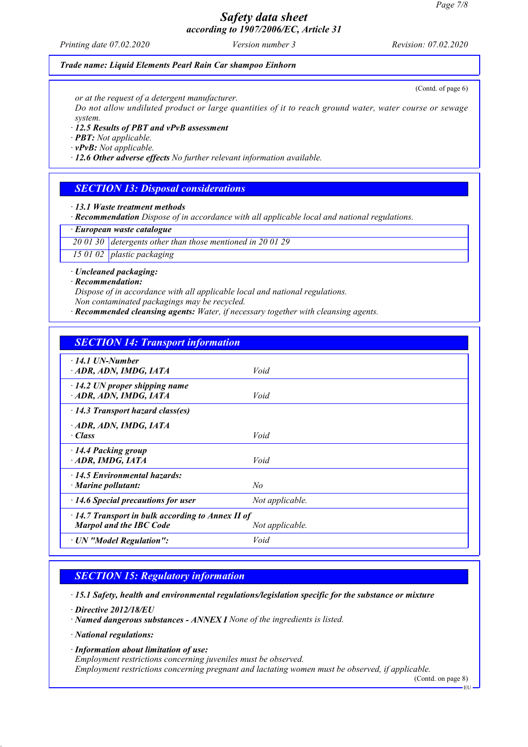*Trade name: Liquid Elements Pearl Rain Car shampoo Einhorn*

(Contd. of page 6)

*or at the request of a detergent manufacturer.*
*Do not allow undiluted product or large quantities of it to reach ground water, water course or sewage system.*

· ***12.5 Results of PBT and vPvB assessment***
· ***PBT:*** *Not applicable.*
· ***vPvB:*** *Not applicable.*
· ***12.6 Other adverse effects*** *No further relevant information available.*

## *SECTION 13: Disposal considerations*

· ***13.1 Waste treatment methods***
· ***Recommendation*** *Dispose of in accordance with all applicable local and national regulations.*

| · ***European waste catalogue*** | |
|---|---|
| *20 01 30* | *detergents other than those mentioned in 20 01 29* |
| *15 01 02* | *plastic packaging* |

· ***Uncleaned packaging:***
· ***Recommendation:***
*Dispose of in accordance with all applicable local and national regulations.*
*Non contaminated packagings may be recycled.*
· ***Recommended cleansing agents:*** *Water, if necessary together with cleansing agents.*

## *SECTION 14: Transport information*

| | |
|---|---|
| · ***14.1 UN-Number*** | |
| · ***ADR, ADN, IMDG, IATA*** | *Void* |
| · ***14.2 UN proper shipping name*** | |
| · ***ADR, ADN, IMDG, IATA*** | *Void* |
| · ***14.3 Transport hazard class(es)*** | |
| · ***ADR, ADN, IMDG, IATA*** | |
| · ***Class*** | *Void* |
| · ***14.4 Packing group*** | |
| · ***ADR, IMDG, IATA*** | *Void* |
| · ***14.5 Environmental hazards:*** | |
| · ***Marine pollutant:*** | *No* |
| · ***14.6 Special precautions for user*** | *Not applicable.* |
| · ***14.7 Transport in bulk according to Annex II of Marpol and the IBC Code*** | *Not applicable.* |
| · ***UN "Model Regulation":*** | *Void* |

## *SECTION 15: Regulatory information*

· ***15.1 Safety, health and environmental regulations/legislation specific for the substance or mixture***

· ***Directive 2012/18/EU***
· ***Named dangerous substances - ANNEX I*** *None of the ingredients is listed.*

· ***National regulations:***

· ***Information about limitation of use:***
*Employment restrictions concerning juveniles must be observed.*
*Employment restrictions concerning pregnant and lactating women must be observed, if applicable.*

(Contd. on page 8)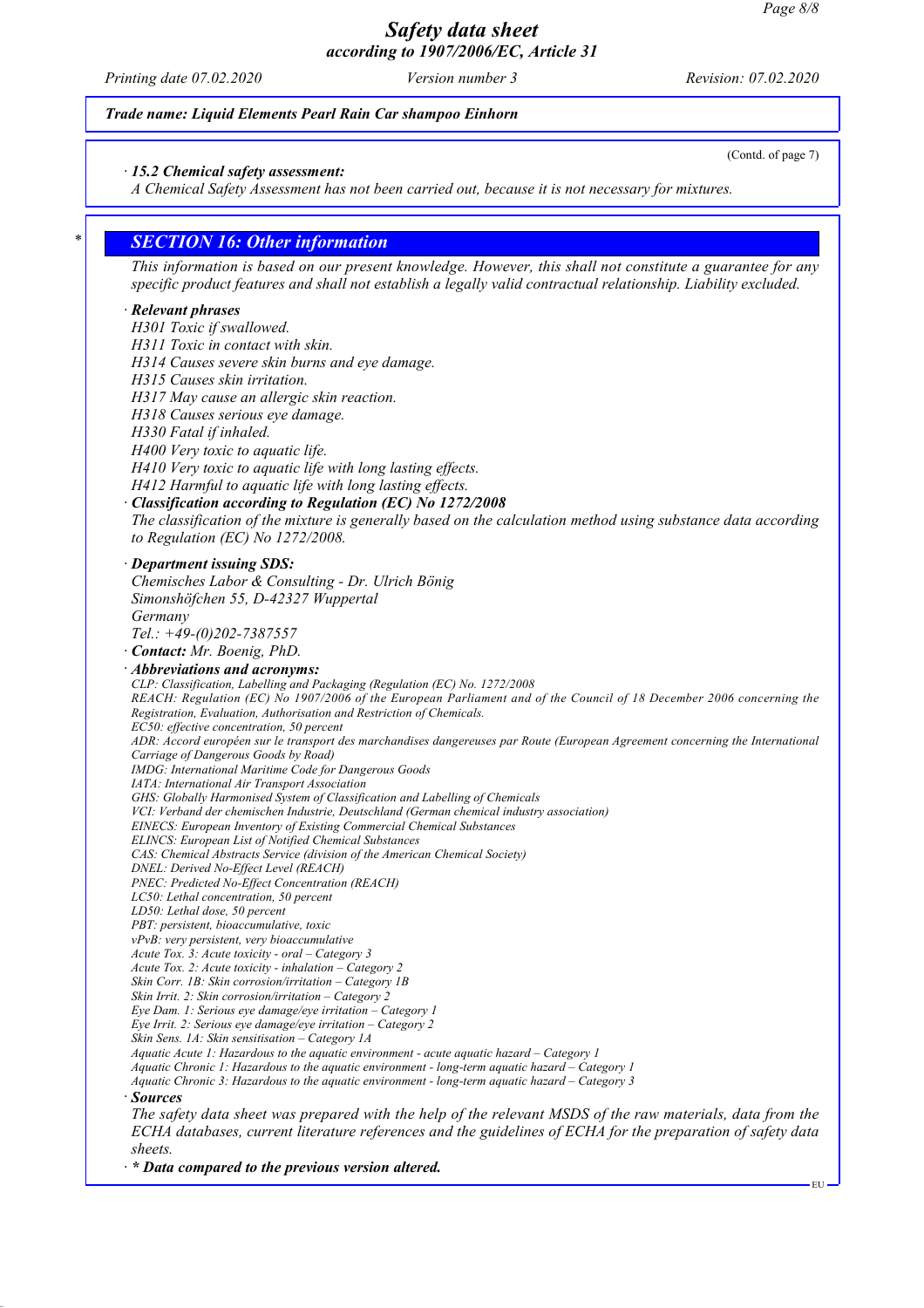(Contd. of page 7)

· *15.2 Chemical safety assessment:*
*A Chemical Safety Assessment has not been carried out, because it is not necessary for mixtures.*

## * SECTION 16: Other information

*This information is based on our present knowledge. However, this shall not constitute a guarantee for any specific product features and shall not establish a legally valid contractual relationship. Liability excluded.*

· ***Relevant phrases***
*H301 Toxic if swallowed.*
*H311 Toxic in contact with skin.*
*H314 Causes severe skin burns and eye damage.*
*H315 Causes skin irritation.*
*H317 May cause an allergic skin reaction.*
*H318 Causes serious eye damage.*
*H330 Fatal if inhaled.*
*H400 Very toxic to aquatic life.*
*H410 Very toxic to aquatic life with long lasting effects.*
*H412 Harmful to aquatic life with long lasting effects.*

· ***Classification according to Regulation (EC) No 1272/2008***
*The classification of the mixture is generally based on the calculation method using substance data according to Regulation (EC) No 1272/2008.*

· ***Department issuing SDS:***
*Chemisches Labor & Consulting - Dr. Ulrich Bönig*
*Simonshöfchen 55, D-42327 Wuppertal*
*Germany*
*Tel.: +49-(0)202-7387557*

· ***Contact:*** *Mr. Boenig, PhD.*

· ***Abbreviations and acronyms:***
*CLP: Classification, Labelling and Packaging (Regulation (EC) No. 1272/2008*
*REACH: Regulation (EC) No 1907/2006 of the European Parliament and of the Council of 18 December 2006 concerning the Registration, Evaluation, Authorisation and Restriction of Chemicals.*
*EC50: effective concentration, 50 percent*
*ADR: Accord européen sur le transport des marchandises dangereuses par Route (European Agreement concerning the International Carriage of Dangerous Goods by Road)*
*IMDG: International Maritime Code for Dangerous Goods*
*IATA: International Air Transport Association*
*GHS: Globally Harmonised System of Classification and Labelling of Chemicals*
*VCI: Verband der chemischen Industrie, Deutschland (German chemical industry association)*
*EINECS: European Inventory of Existing Commercial Chemical Substances*
*ELINCS: European List of Notified Chemical Substances*
*CAS: Chemical Abstracts Service (division of the American Chemical Society)*
*DNEL: Derived No-Effect Level (REACH)*
*PNEC: Predicted No-Effect Concentration (REACH)*
*LC50: Lethal concentration, 50 percent*
*LD50: Lethal dose, 50 percent*
*PBT: persistent, bioaccumulative, toxic*
*vPvB: very persistent, very bioaccumulative*
*Acute Tox. 3: Acute toxicity - oral – Category 3*
*Acute Tox. 2: Acute toxicity - inhalation – Category 2*
*Skin Corr. 1B: Skin corrosion/irritation – Category 1B*
*Skin Irrit. 2: Skin corrosion/irritation – Category 2*
*Eye Dam. 1: Serious eye damage/eye irritation – Category 1*
*Eye Irrit. 2: Serious eye damage/eye irritation – Category 2*
*Skin Sens. 1A: Skin sensitisation – Category 1A*
*Aquatic Acute 1: Hazardous to the aquatic environment - acute aquatic hazard – Category 1*
*Aquatic Chronic 1: Hazardous to the aquatic environment - long-term aquatic hazard – Category 1*
*Aquatic Chronic 3: Hazardous to the aquatic environment - long-term aquatic hazard – Category 3*

· ***Sources***
*The safety data sheet was prepared with the help of the relevant MSDS of the raw materials, data from the ECHA databases, current literature references and the guidelines of ECHA for the preparation of safety data sheets.*

· ***\* Data compared to the previous version altered.***